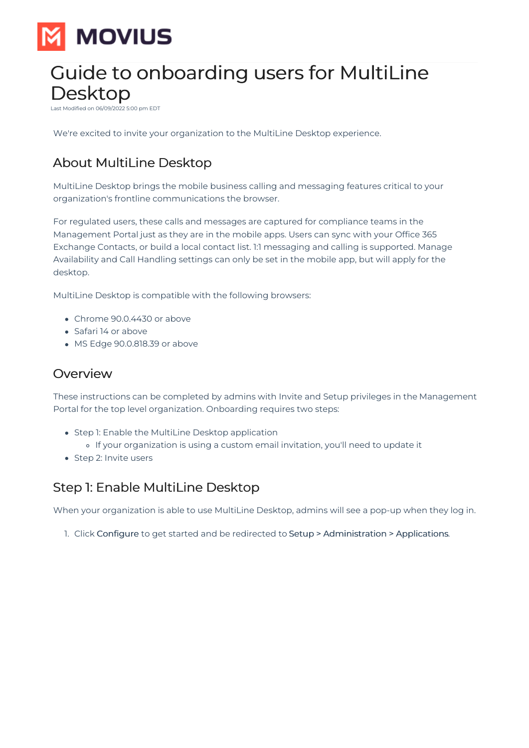# Guide to onboarding users for MultiLine Desktop

Last Modified on 06/09/2022 5:00 pm EDT

We're excited to invite your organization to the MultiLine Desktop experience.

## About MultiLine Desktop

MultiLine Desktop brings the mobile business calling and messaging features critical to your organization's frontline communications the browser.

For regulated users, these calls and messages are captured for compliance teams in the Management Portal just as they are in the mobile apps. Users can sync with your Office 365 Exchange Contacts, or build a local contact list. 1:1 messaging and calling is supported. Manage Availability and Call Handling settings can only be set in the mobile app, but will apply for the desktop.

MultiLine Desktop is compatible with the following browsers:

- Chrome 90.0.4430 or above
- Safari 14 or above
- MS Edge 90.0.818.39 or above

## Overview

These instructions can be completed by admins with Invite and Setup privileges in the Management Portal for the top level organization. Onboarding requires two steps:

- Step 1: Enable the MultiLine Desktop application
  - If your organization is using a custom email invitation, you'll need to update it
- Step 2: Invite users

## Step 1: Enable MultiLine Desktop

When your organization is able to use MultiLine Desktop, admins will see a pop-up when they log in.

1. Click Configure to get started and be redirected to Setup > Administration > Applications.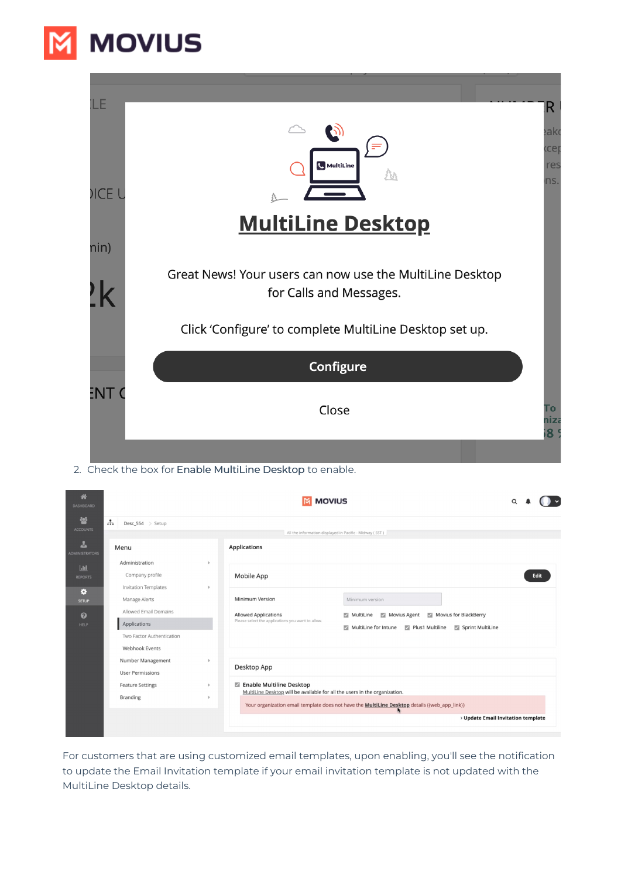2. Check the box for Enable MultiLine Desktop to enable.

For customers that are using customized email templates, upon enabling, you'll see the notification to update the Email Invitation template if your email invitation template is not updated with the MultiLine Desktop details.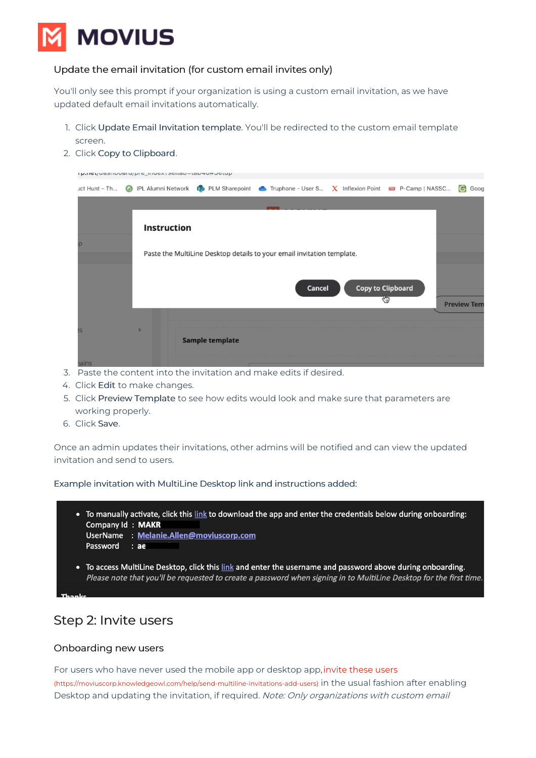### Update the email invitation (for custom email invites only)

You'll only see this prompt if your organization is using a custom email invitation, as we have updated default email invitations automatically.

1. Click **Update Email Invitation template**. You'll be redirected to the custom email template screen.
2. Click **Copy to Clipboard**.
3. Paste the content into the invitation and make edits if desired.
4. Click **Edit** to make changes.
5. Click **Preview Template** to see how edits would look and make sure that parameters are working properly.
6. Click **Save**.

Once an admin updates their invitations, other admins will be notified and can view the updated invitation and send to users.

Example invitation with MultiLine Desktop link and instructions added:

## Step 2: Invite users

### Onboarding new users

For users who have never used the mobile app or desktop app, invite these users (https://moviuscorp.knowledgeowl.com/help/send-multiline-invitations-add-users) in the usual fashion after enabling Desktop and updating the invitation, if required. *Note: Only organizations with custom email*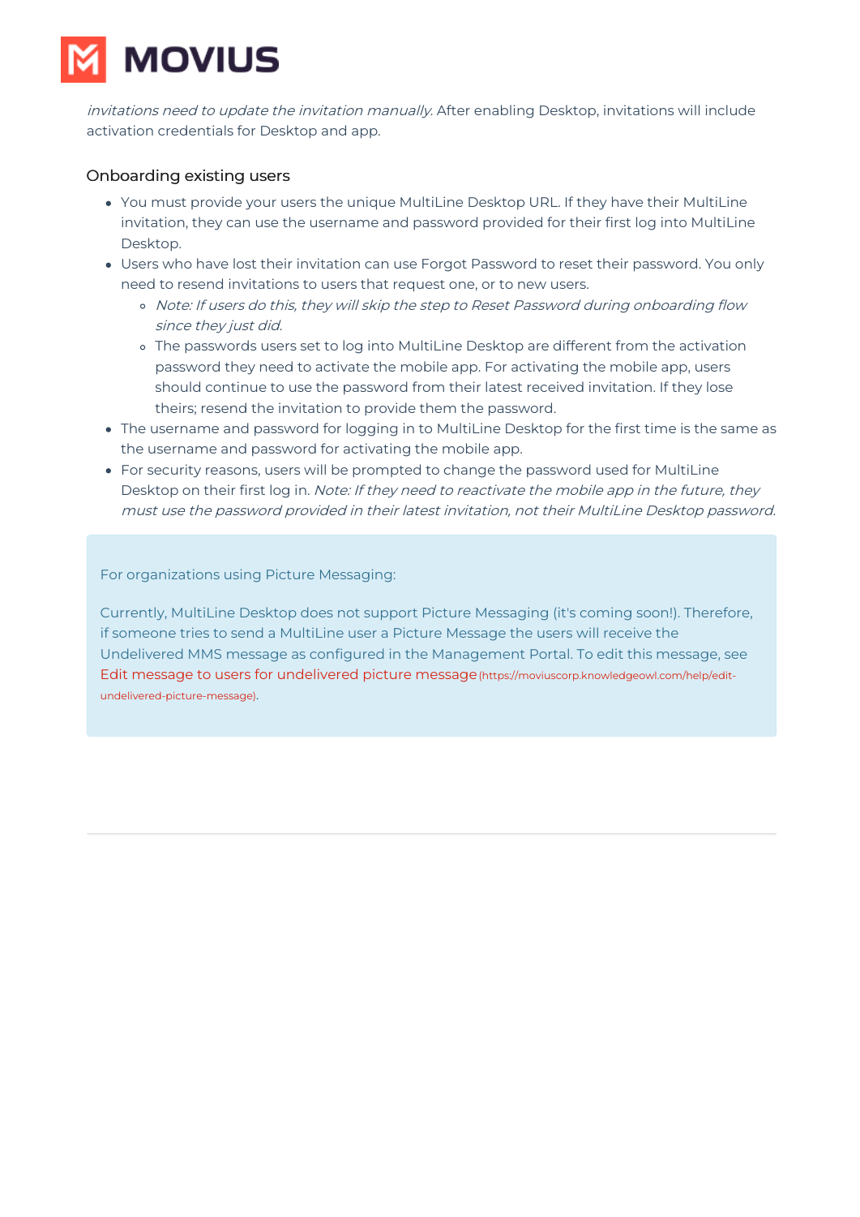*invitations need to update the invitation manually.* After enabling Desktop, invitations will include activation credentials for Desktop and app.

### Onboarding existing users

- You must provide your users the unique MultiLine Desktop URL. If they have their MultiLine invitation, they can use the username and password provided for their first log into MultiLine Desktop.
- Users who have lost their invitation can use Forgot Password to reset their password. You only need to resend invitations to users that request one, or to new users.
  - *Note: If users do this, they will skip the step to Reset Password during onboarding flow since they just did.*
  - The passwords users set to log into MultiLine Desktop are different from the activation password they need to activate the mobile app. For activating the mobile app, users should continue to use the password from their latest received invitation. If they lose theirs; resend the invitation to provide them the password.
- The username and password for logging in to MultiLine Desktop for the first time is the same as the username and password for activating the mobile app.
- For security reasons, users will be prompted to change the password used for MultiLine Desktop on their first log in. *Note: If they need to reactivate the mobile app in the future, they must use the password provided in their latest invitation, not their MultiLine Desktop password.*

> For organizations using Picture Messaging:
>
> Currently, MultiLine Desktop does not support Picture Messaging (it's coming soon!). Therefore, if someone tries to send a MultiLine user a Picture Message the users will receive the Undelivered MMS message as configured in the Management Portal. To edit this message, see Edit message to users for undelivered picture message (https://moviuscorp.knowledgeowl.com/help/edit-undelivered-picture-message).